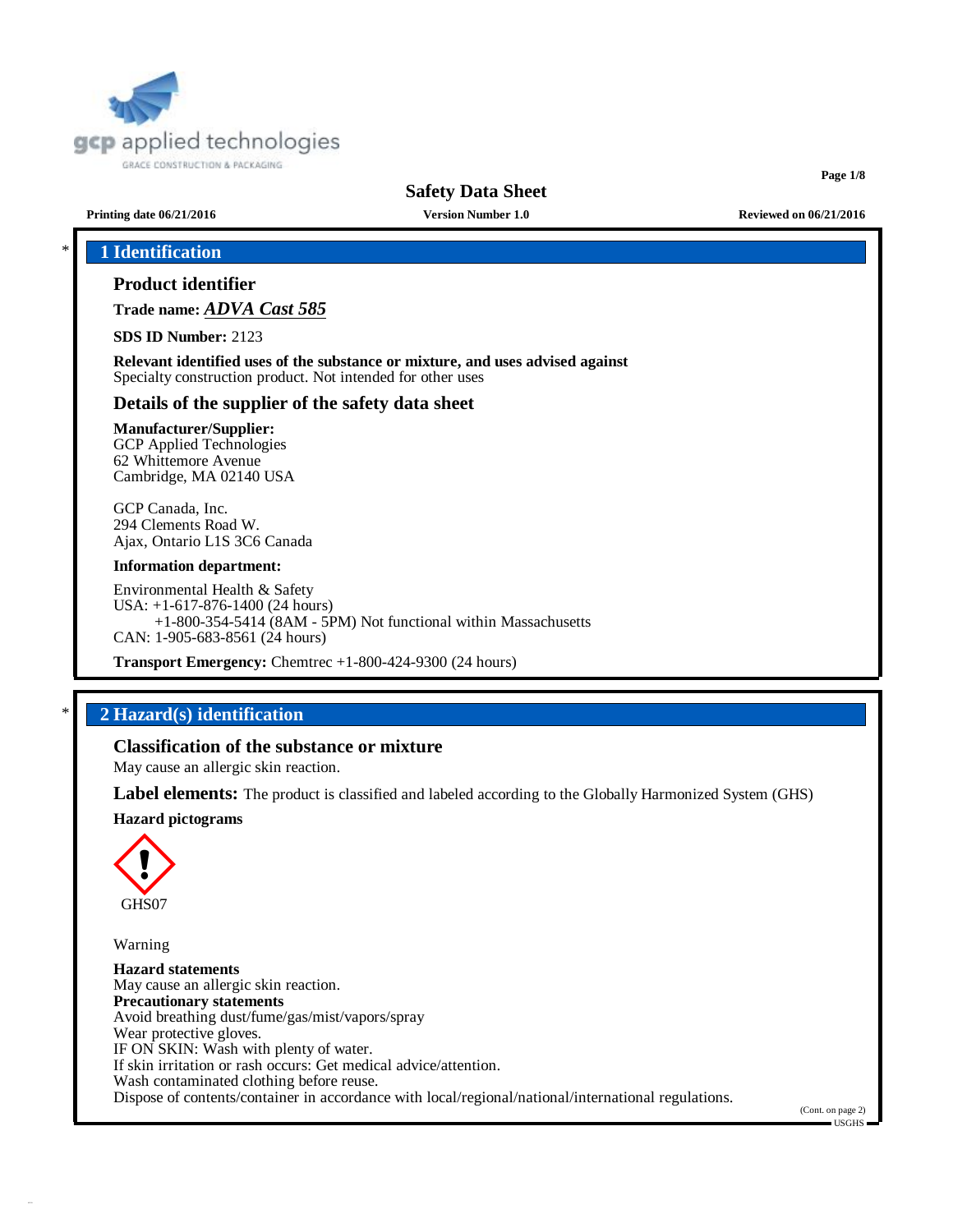# Safety Data Sheet

**Printing date 06/21/2016** **Version Number 1.0** **Reviewed on 06/21/2016**

## 1 Identification

### Product identifier

**Trade name:** ***ADVA Cast 585***

**SDS ID Number:** 2123

**Relevant identified uses of the substance or mixture, and uses advised against**
Specialty construction product. Not intended for other uses

### Details of the supplier of the safety data sheet

**Manufacturer/Supplier:**
GCP Applied Technologies
62 Whittemore Avenue
Cambridge, MA 02140 USA

GCP Canada, Inc.
294 Clements Road W.
Ajax, Ontario L1S 3C6 Canada

**Information department:**

Environmental Health & Safety
USA: +1-617-876-1400 (24 hours)
+1-800-354-5414 (8AM - 5PM) Not functional within Massachusetts
CAN: 1-905-683-8561 (24 hours)

**Transport Emergency:** Chemtrec +1-800-424-9300 (24 hours)

## 2 Hazard(s) identification

### Classification of the substance or mixture

May cause an allergic skin reaction.

**Label elements:** The product is classified and labeled according to the Globally Harmonized System (GHS)

**Hazard pictograms**

GHS07

Warning

**Hazard statements**
May cause an allergic skin reaction.

**Precautionary statements**
Avoid breathing dust/fume/gas/mist/vapors/spray
Wear protective gloves.
IF ON SKIN: Wash with plenty of water.
If skin irritation or rash occurs: Get medical advice/attention.
Wash contaminated clothing before reuse.
Dispose of contents/container in accordance with local/regional/national/international regulations.

(Cont. on page 2)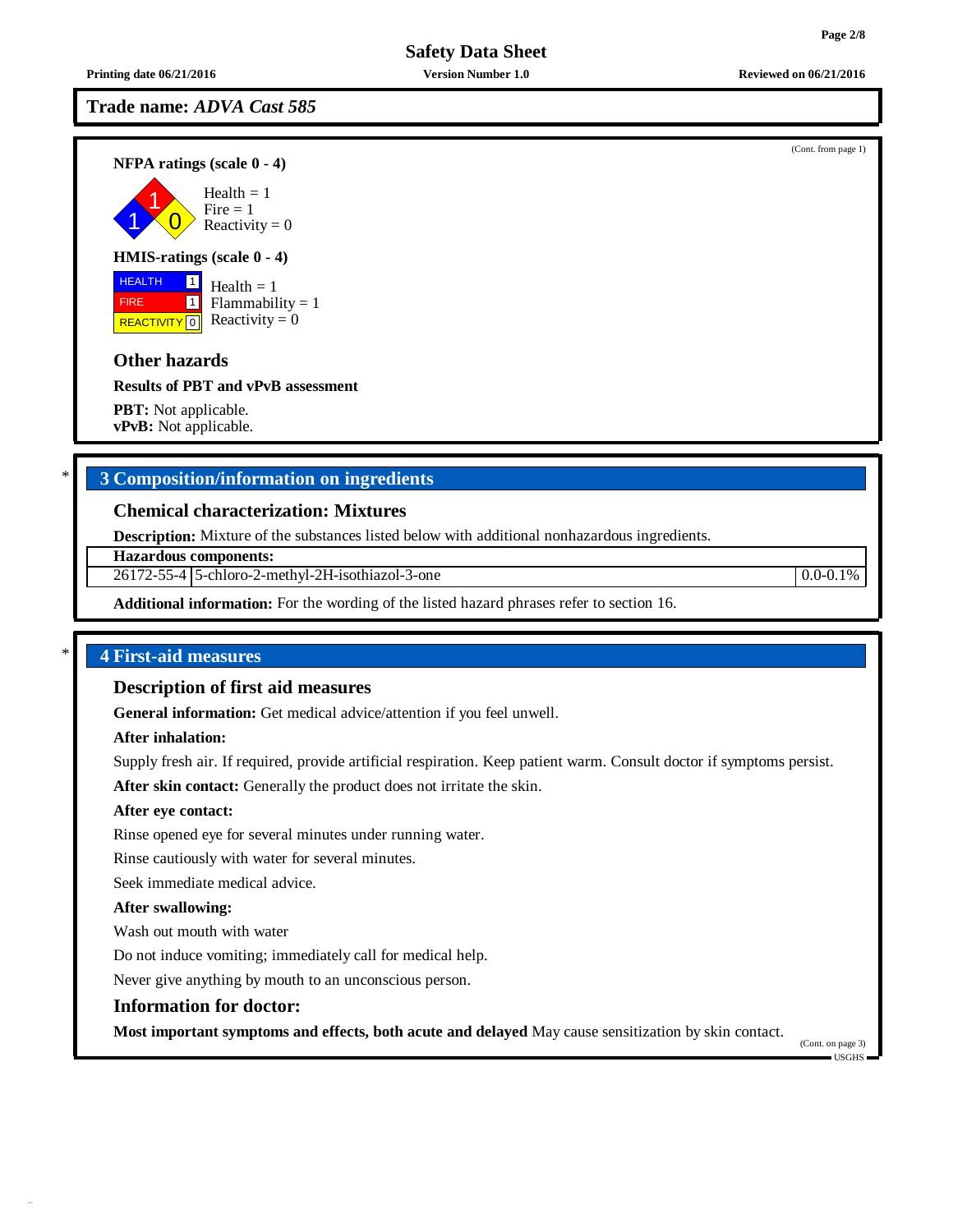# Trade name: *ADVA Cast 585*

(Cont. from page 1)

**NFPA ratings (scale 0 - 4)**

Health = 1
Fire = 1
Reactivity = 0

**HMIS-ratings (scale 0 - 4)**

| | |
|---|---|
| HEALTH | 1 |
| FIRE | 1 |
| REACTIVITY | 0 |

Health = 1
Flammability = 1
Reactivity = 0

## Other hazards

**Results of PBT and vPvB assessment**

**PBT:** Not applicable.
**vPvB:** Not applicable.

## * 3 Composition/information on ingredients

### Chemical characterization: Mixtures

**Description:** Mixture of the substances listed below with additional nonhazardous ingredients.

| Hazardous components: | | |
|---|---|---|
| 26172-55-4 | 5-chloro-2-methyl-2H-isothiazol-3-one | 0.0-0.1% |

**Additional information:** For the wording of the listed hazard phrases refer to section 16.

## * 4 First-aid measures

### Description of first aid measures

**General information:** Get medical advice/attention if you feel unwell.

**After inhalation:**

Supply fresh air. If required, provide artificial respiration. Keep patient warm. Consult doctor if symptoms persist.

**After skin contact:** Generally the product does not irritate the skin.

**After eye contact:**

Rinse opened eye for several minutes under running water.

Rinse cautiously with water for several minutes.

Seek immediate medical advice.

**After swallowing:**

Wash out mouth with water

Do not induce vomiting; immediately call for medical help.

Never give anything by mouth to an unconscious person.

### Information for doctor:

**Most important symptoms and effects, both acute and delayed** May cause sensitization by skin contact.

(Cont. on page 3)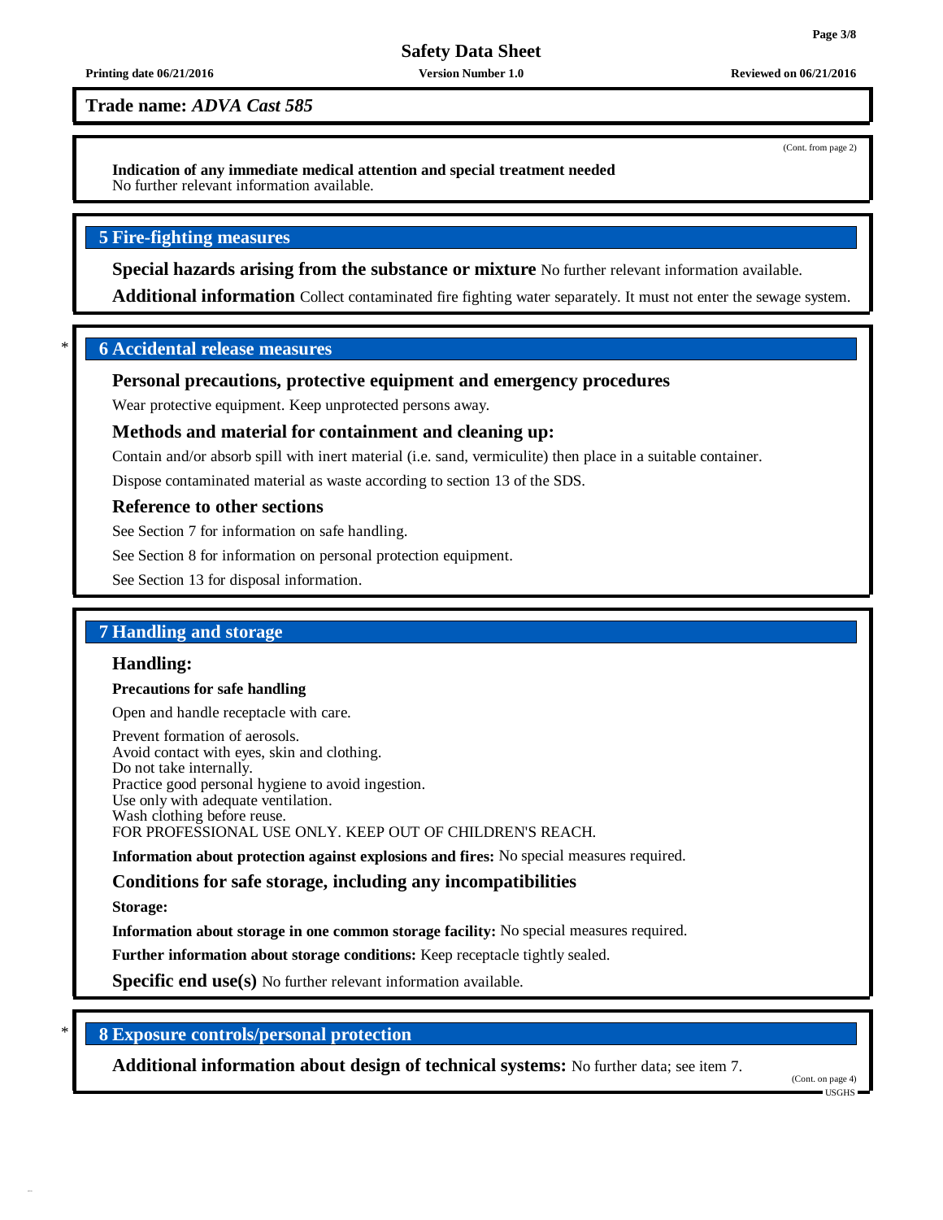**Trade name:** ***ADVA Cast 585***

(Cont. from page 2)

**Indication of any immediate medical attention and special treatment needed**
No further relevant information available.

## 5 Fire-fighting measures

**Special hazards arising from the substance or mixture** No further relevant information available.

**Additional information** Collect contaminated fire fighting water separately. It must not enter the sewage system.

## * 6 Accidental release measures

### Personal precautions, protective equipment and emergency procedures

Wear protective equipment. Keep unprotected persons away.

### Methods and material for containment and cleaning up:

Contain and/or absorb spill with inert material (i.e. sand, vermiculite) then place in a suitable container.

Dispose contaminated material as waste according to section 13 of the SDS.

### Reference to other sections

See Section 7 for information on safe handling.

See Section 8 for information on personal protection equipment.

See Section 13 for disposal information.

## 7 Handling and storage

### Handling:

**Precautions for safe handling**

Open and handle receptacle with care.

Prevent formation of aerosols.
Avoid contact with eyes, skin and clothing.
Do not take internally.
Practice good personal hygiene to avoid ingestion.
Use only with adequate ventilation.
Wash clothing before reuse.
FOR PROFESSIONAL USE ONLY. KEEP OUT OF CHILDREN'S REACH.

**Information about protection against explosions and fires:** No special measures required.

### Conditions for safe storage, including any incompatibilities

**Storage:**

**Information about storage in one common storage facility:** No special measures required.

**Further information about storage conditions:** Keep receptacle tightly sealed.

**Specific end use(s)** No further relevant information available.

## * 8 Exposure controls/personal protection

**Additional information about design of technical systems:** No further data; see item 7.

(Cont. on page 4)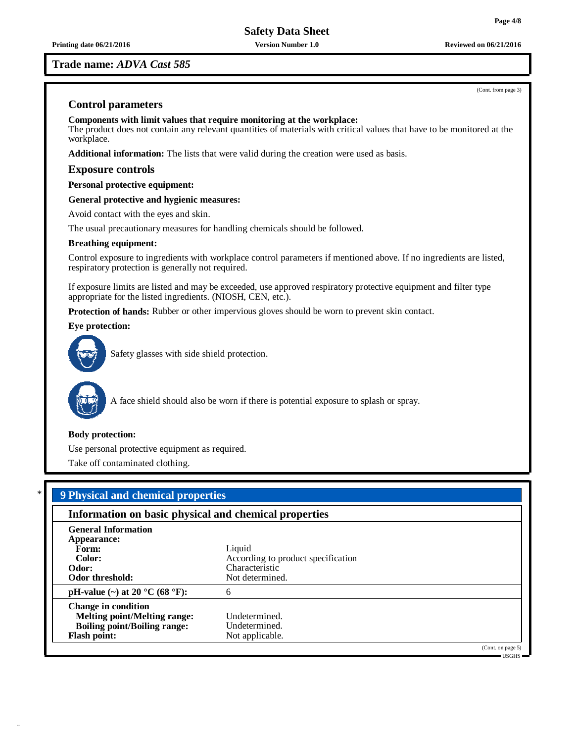**Trade name: *ADVA Cast 585***

(Cont. from page 3)

### Control parameters

**Components with limit values that require monitoring at the workplace:**
The product does not contain any relevant quantities of materials with critical values that have to be monitored at the workplace.

**Additional information:** The lists that were valid during the creation were used as basis.

### Exposure controls

**Personal protective equipment:**

**General protective and hygienic measures:**

Avoid contact with the eyes and skin.

The usual precautionary measures for handling chemicals should be followed.

**Breathing equipment:**

Control exposure to ingredients with workplace control parameters if mentioned above. If no ingredients are listed, respiratory protection is generally not required.

If exposure limits are listed and may be exceeded, use approved respiratory protective equipment and filter type appropriate for the listed ingredients. (NIOSH, CEN, etc.).

**Protection of hands:** Rubber or other impervious gloves should be worn to prevent skin contact.

**Eye protection:**

Safety glasses with side shield protection.

A face shield should also be worn if there is potential exposure to splash or spray.

**Body protection:**

Use personal protective equipment as required.

Take off contaminated clothing.

## * 9 Physical and chemical properties

### Information on basic physical and chemical properties

| **General Information** | |
|---|---|
| **Appearance:** | |
| **Form:** | Liquid |
| **Color:** | According to product specification |
| **Odor:** | Characteristic |
| **Odor threshold:** | Not determined. |
| **pH-value (~) at 20 °C (68 °F):** | 6 |
| **Change in condition** | |
| **Melting point/Melting range:** | Undetermined. |
| **Boiling point/Boiling range:** | Undetermined. |
| **Flash point:** | Not applicable. |

(Cont. on page 5)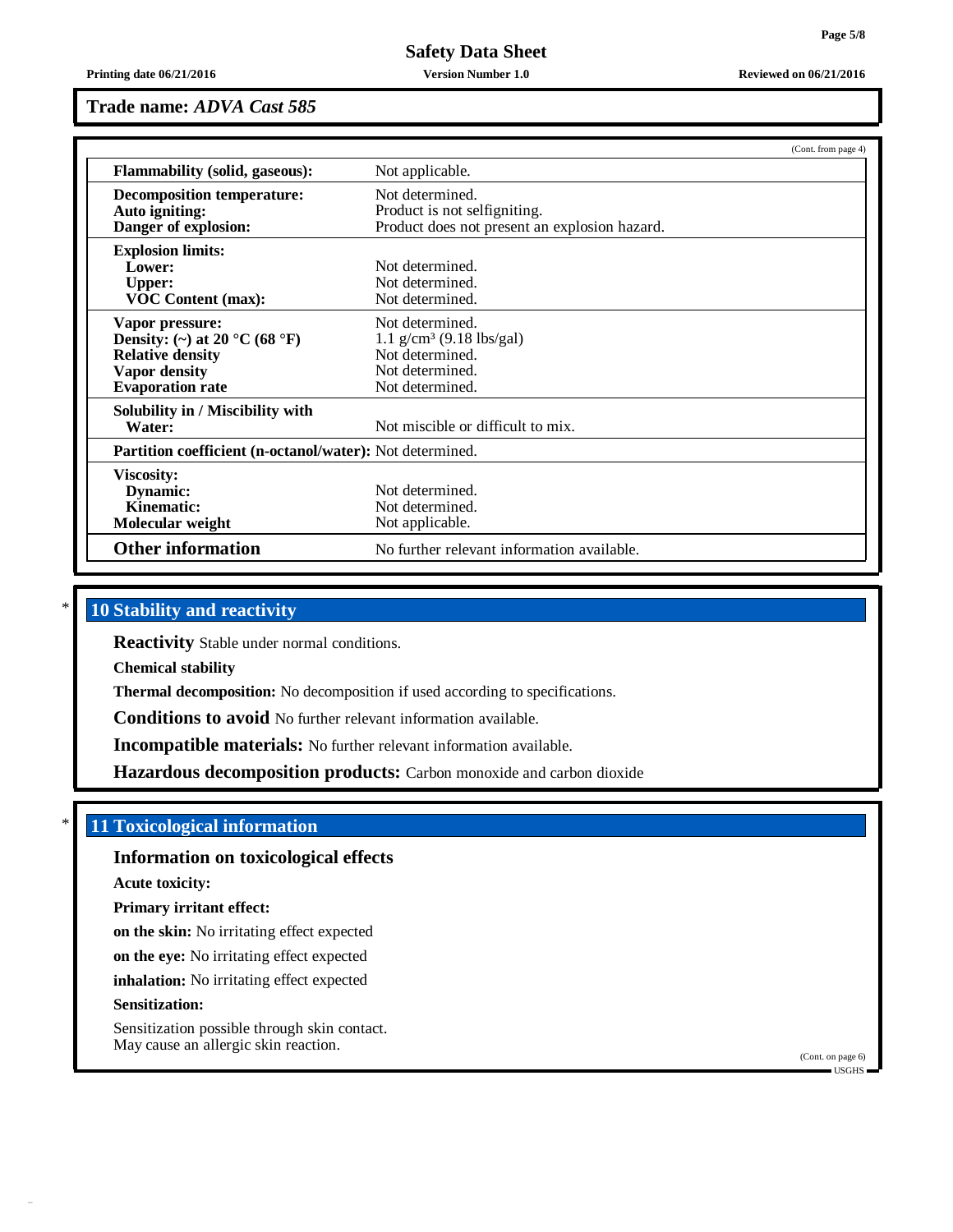## Trade name: *ADVA Cast 585*

(Cont. from page 4)

| | |
|---|---|
| **Flammability (solid, gaseous):** | Not applicable. |
| **Decomposition temperature:** | Not determined. |
| **Auto igniting:** | Product is not selfigniting. |
| **Danger of explosion:** | Product does not present an explosion hazard. |
| **Explosion limits:** | |
| **Lower:** | Not determined. |
| **Upper:** | Not determined. |
| **VOC Content (max):** | Not determined. |
| **Vapor pressure:** | Not determined. |
| **Density: (~) at 20 °C (68 °F)** | 1.1 g/cm³ (9.18 lbs/gal) |
| **Relative density** | Not determined. |
| **Vapor density** | Not determined. |
| **Evaporation rate** | Not determined. |
| **Solubility in / Miscibility with Water:** | Not miscible or difficult to mix. |
| **Partition coefficient (n-octanol/water):** | Not determined. |
| **Viscosity:** | |
| **Dynamic:** | Not determined. |
| **Kinematic:** | Not determined. |
| **Molecular weight** | Not applicable. |
| **Other information** | No further relevant information available. |

## * 10 Stability and reactivity

**Reactivity** Stable under normal conditions.

**Chemical stability**

**Thermal decomposition:** No decomposition if used according to specifications.

**Conditions to avoid** No further relevant information available.

**Incompatible materials:** No further relevant information available.

**Hazardous decomposition products:** Carbon monoxide and carbon dioxide

## * 11 Toxicological information

### Information on toxicological effects

**Acute toxicity:**

**Primary irritant effect:**

**on the skin:** No irritating effect expected

**on the eye:** No irritating effect expected

**inhalation:** No irritating effect expected

**Sensitization:**

Sensitization possible through skin contact.
May cause an allergic skin reaction.

(Cont. on page 6)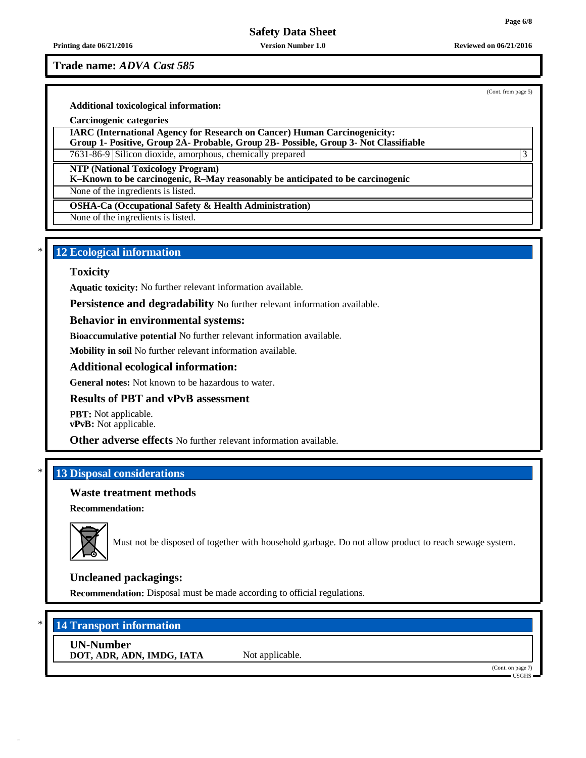**Trade name:** *ADVA Cast 585*

(Cont. from page 5)

**Additional toxicological information:**

**Carcinogenic categories**

| **IARC (International Agency for Research on Cancer) Human Carcinogenicity: Group 1- Positive, Group 2A- Probable, Group 2B- Possible, Group 3- Not Classifiable** | | |
|---|---|---|
| 7631-86-9 | Silicon dioxide, amorphous, chemically prepared | 3 |

| **NTP (National Toxicology Program) K–Known to be carcinogenic, R–May reasonably be anticipated to be carcinogenic** |
|---|
| None of the ingredients is listed. |

| **OSHA-Ca (Occupational Safety & Health Administration)** |
|---|
| None of the ingredients is listed. |

## * 12 Ecological information

### Toxicity

**Aquatic toxicity:** No further relevant information available.

**Persistence and degradability** No further relevant information available.

### Behavior in environmental systems:

**Bioaccumulative potential** No further relevant information available.

**Mobility in soil** No further relevant information available.

### Additional ecological information:

**General notes:** Not known to be hazardous to water.

### Results of PBT and vPvB assessment

**PBT:** Not applicable.
**vPvB:** Not applicable.

**Other adverse effects** No further relevant information available.

## * 13 Disposal considerations

### Waste treatment methods

**Recommendation:**

Must not be disposed of together with household garbage. Do not allow product to reach sewage system.

### Uncleaned packagings:

**Recommendation:** Disposal must be made according to official regulations.

## * 14 Transport information

| **UN-Number** | |
|---|---|
| **DOT, ADR, ADN, IMDG, IATA** | Not applicable. |

(Cont. on page 7)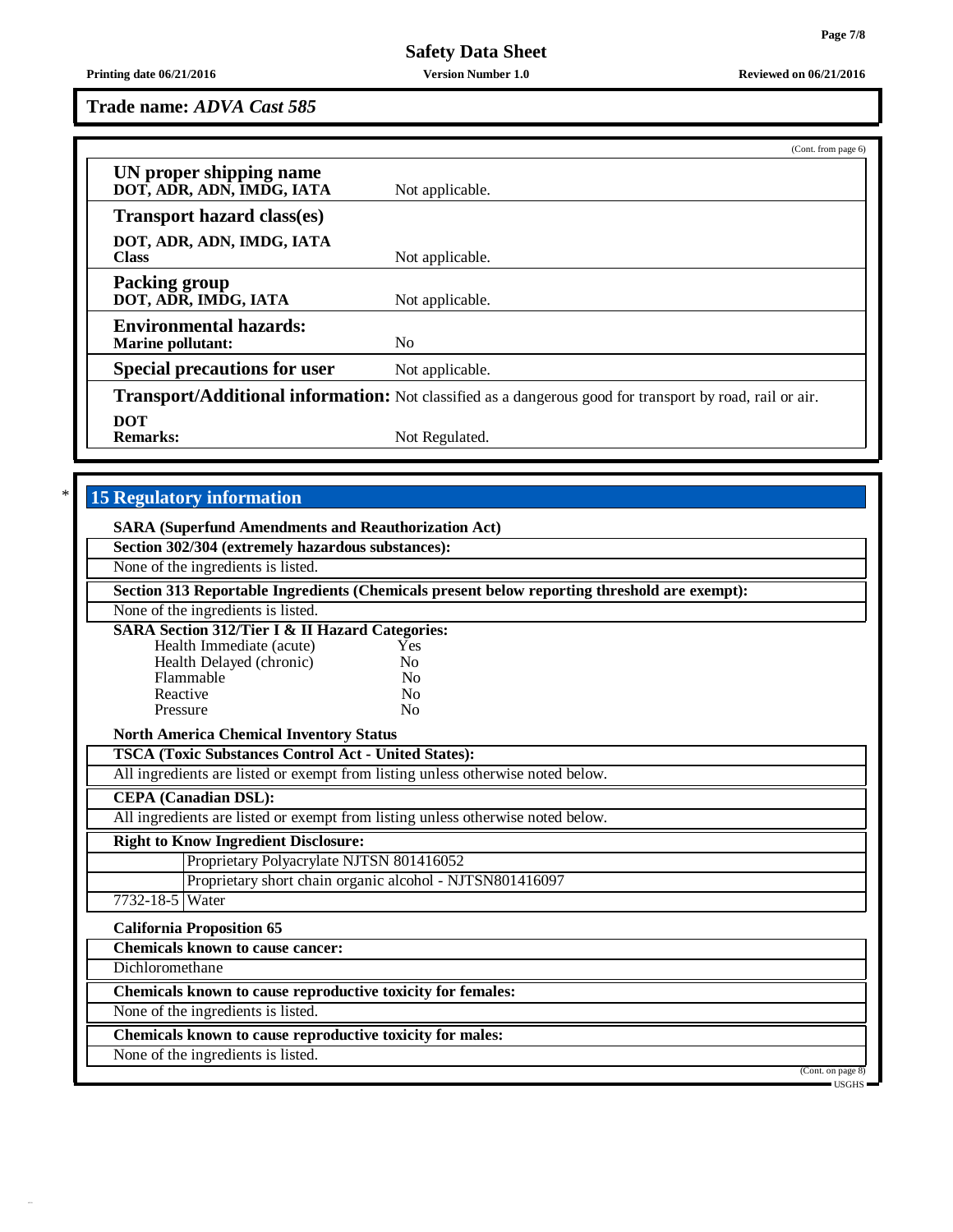**Trade name:** ***ADVA Cast 585***

(Cont. from page 6)

| | |
|---|---|
| **UN proper shipping name**<br>**DOT, ADR, ADN, IMDG, IATA** | Not applicable. |
| **Transport hazard class(es)** | |
| **DOT, ADR, ADN, IMDG, IATA**<br>**Class** | Not applicable. |
| **Packing group**<br>**DOT, ADR, IMDG, IATA** | Not applicable. |
| **Environmental hazards:**<br>**Marine pollutant:** | No |
| **Special precautions for user** | Not applicable. |
| **Transport/Additional information:** | Not classified as a dangerous good for transport by road, rail or air. |
| **DOT**<br>**Remarks:** | Not Regulated. |

\* 

## 15 Regulatory information

**SARA (Superfund Amendments and Reauthorization Act)**

**Section 302/304 (extremely hazardous substances):**

None of the ingredients is listed.

**Section 313 Reportable Ingredients (Chemicals present below reporting threshold are exempt):**

None of the ingredients is listed.

**SARA Section 312/Tier I & II Hazard Categories:**

| | |
|---|---|
| Health Immediate (acute) | Yes |
| Health Delayed (chronic) | No |
| Flammable | No |
| Reactive | No |
| Pressure | No |

**North America Chemical Inventory Status**

**TSCA (Toxic Substances Control Act - United States):**

All ingredients are listed or exempt from listing unless otherwise noted below.

**CEPA (Canadian DSL):**

All ingredients are listed or exempt from listing unless otherwise noted below.

**Right to Know Ingredient Disclosure:**

| | |
|---|---|
| | Proprietary Polyacrylate NJTSN 801416052 |
| | Proprietary short chain organic alcohol - NJTSN801416097 |
| 7732-18-5 | Water |

**California Proposition 65**

**Chemicals known to cause cancer:**

Dichloromethane

**Chemicals known to cause reproductive toxicity for females:**

None of the ingredients is listed.

**Chemicals known to cause reproductive toxicity for males:**

None of the ingredients is listed.

(Cont. on page 8)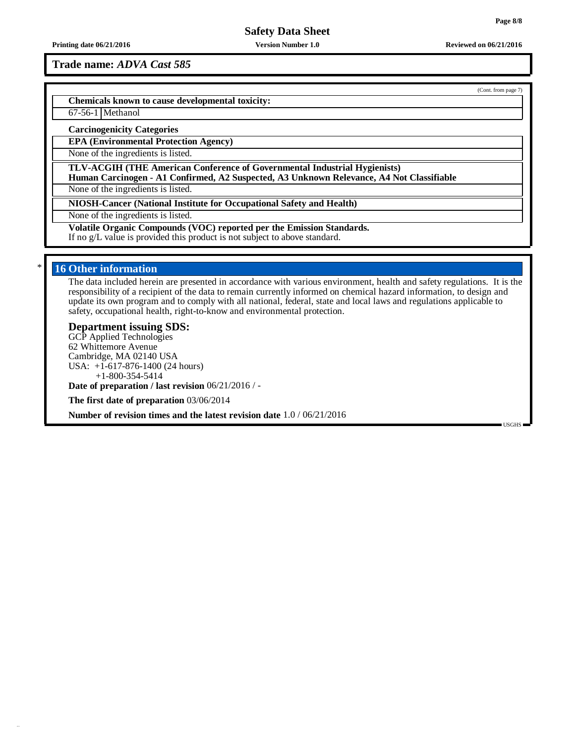**Trade name: *ADVA Cast 585***

(Cont. from page 7)

**Chemicals known to cause developmental toxicity:**

| | |
|---|---|
| 67-56-1 | Methanol |

**Carcinogenicity Categories**

**EPA (Environmental Protection Agency)**

None of the ingredients is listed.

**TLV-ACGIH (THE American Conference of Governmental Industrial Hygienists)**
**Human Carcinogen - A1 Confirmed, A2 Suspected, A3 Unknown Relevance, A4 Not Classifiable**

None of the ingredients is listed.

**NIOSH-Cancer (National Institute for Occupational Safety and Health)**

None of the ingredients is listed.

**Volatile Organic Compounds (VOC) reported per the Emission Standards.**
If no g/L value is provided this product is not subject to above standard.

## * 16 Other information

The data included herein are presented in accordance with various environment, health and safety regulations. It is the responsibility of a recipient of the data to remain currently informed on chemical hazard information, to design and update its own program and to comply with all national, federal, state and local laws and regulations applicable to safety, occupational health, right-to-know and environmental protection.

### Department issuing SDS:

GCP Applied Technologies
62 Whittemore Avenue
Cambridge, MA 02140 USA
USA: +1-617-876-1400 (24 hours)
+1-800-354-5414

**Date of preparation / last revision** 06/21/2016 / -

**The first date of preparation** 03/06/2014

**Number of revision times and the latest revision date** 1.0 / 06/21/2016

USGHS